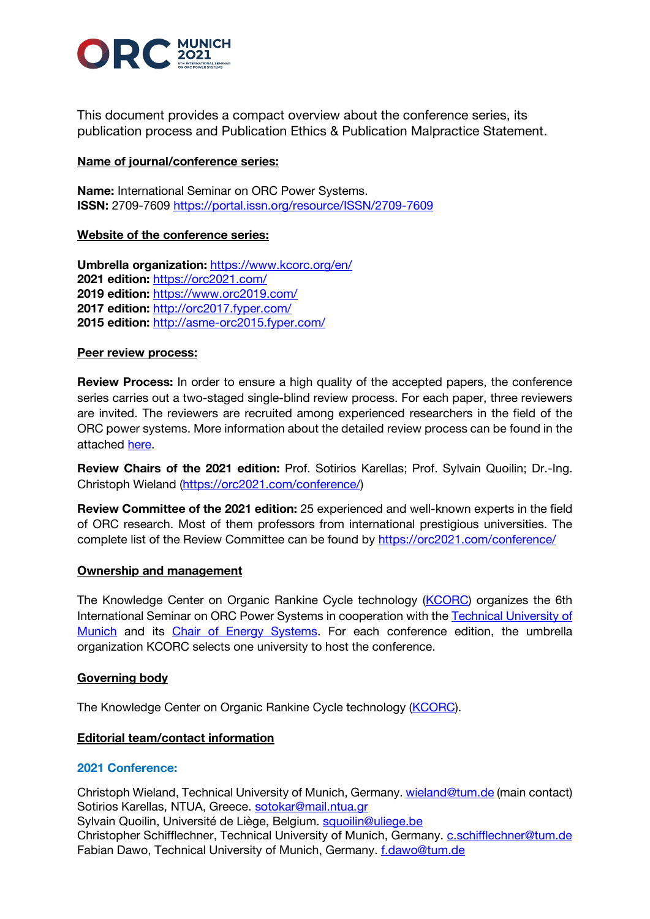This document provides a compact overview about the conference series, its publication process and Publication Ethics & Publication Malpractice Statement.

## Name of journal/conference series:

**Name:** International Seminar on ORC Power Systems.
**ISSN:** 2709-7609 https://portal.issn.org/resource/ISSN/2709-7609

## Website of the conference series:

**Umbrella organization:** https://www.kcorc.org/en/
**2021 edition:** https://orc2021.com/
**2019 edition:** https://www.orc2019.com/
**2017 edition:** http://orc2017.fyper.com/
**2015 edition:** http://asme-orc2015.fyper.com/

## Peer review process:

**Review Process:** In order to ensure a high quality of the accepted papers, the conference series carries out a two-staged single-blind review process. For each paper, three reviewers are invited. The reviewers are recruited among experienced researchers in the field of the ORC power systems. More information about the detailed review process can be found in the attached here.

**Review Chairs of the 2021 edition:** Prof. Sotirios Karellas; Prof. Sylvain Quoilin; Dr.-Ing. Christoph Wieland (https://orc2021.com/conference/)

**Review Committee of the 2021 edition:** 25 experienced and well-known experts in the field of ORC research. Most of them professors from international prestigious universities. The complete list of the Review Committee can be found by https://orc2021.com/conference/

## Ownership and management

The Knowledge Center on Organic Rankine Cycle technology (KCORC) organizes the 6th International Seminar on ORC Power Systems in cooperation with the Technical University of Munich and its Chair of Energy Systems. For each conference edition, the umbrella organization KCORC selects one university to host the conference.

## Governing body

The Knowledge Center on Organic Rankine Cycle technology (KCORC).

## Editorial team/contact information

### 2021 Conference:

Christoph Wieland, Technical University of Munich, Germany. wieland@tum.de (main contact)
Sotirios Karellas, NTUA, Greece. sotokar@mail.ntua.gr
Sylvain Quoilin, Université de Liège, Belgium. squoilin@uliege.be
Christopher Schifflechner, Technical University of Munich, Germany. c.schifflechner@tum.de
Fabian Dawo, Technical University of Munich, Germany. f.dawo@tum.de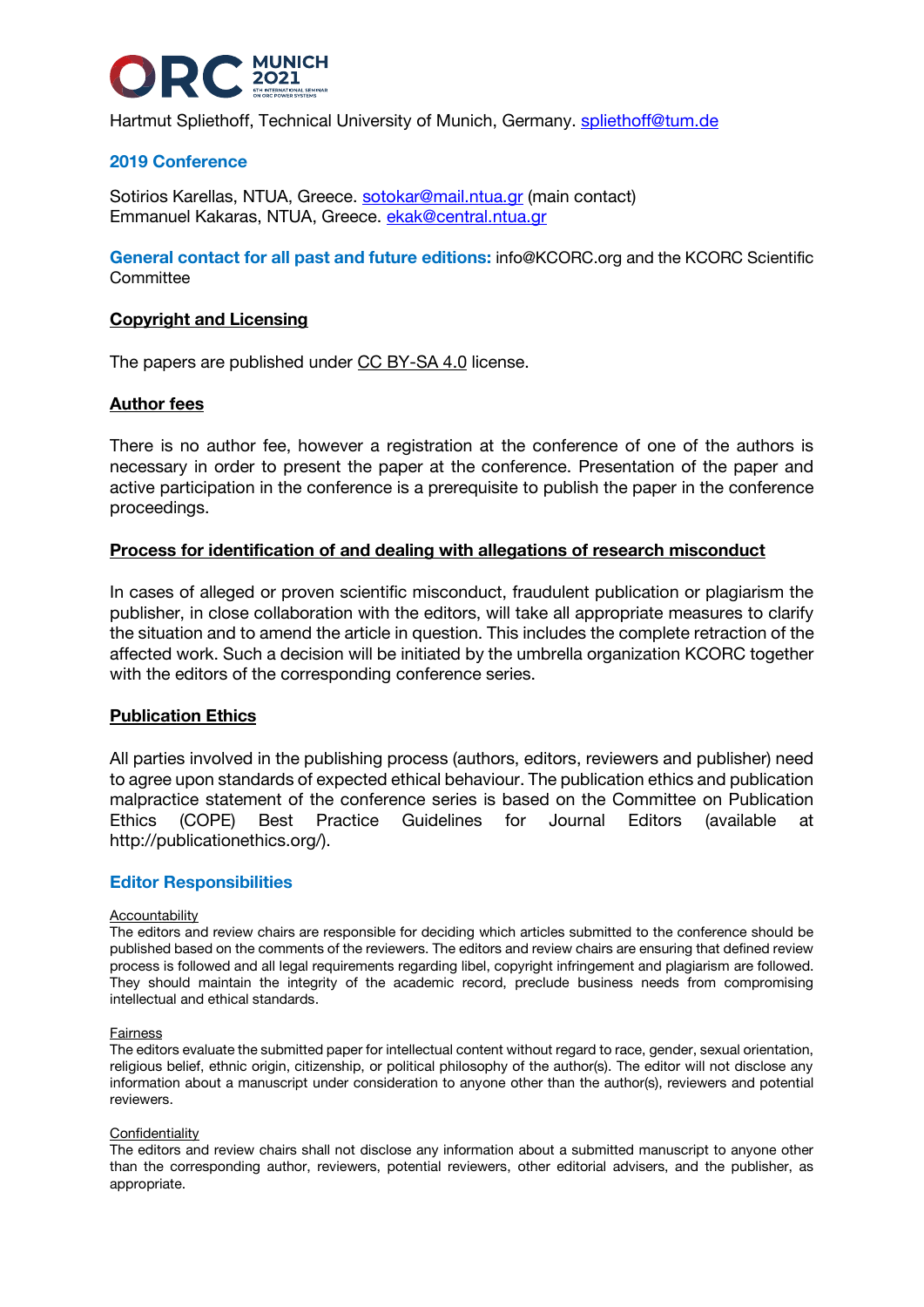Hartmut Spliethoff, Technical University of Munich, Germany. spliethoff@tum.de

### 2019 Conference

Sotirios Karellas, NTUA, Greece. sotokar@mail.ntua.gr (main contact)
Emmanuel Kakaras, NTUA, Greece. ekak@central.ntua.gr

**General contact for all past and future editions:** info@KCORC.org and the KCORC Scientific Committee

## Copyright and Licensing

The papers are published under CC BY-SA 4.0 license.

## Author fees

There is no author fee, however a registration at the conference of one of the authors is necessary in order to present the paper at the conference. Presentation of the paper and active participation in the conference is a prerequisite to publish the paper in the conference proceedings.

## Process for identification of and dealing with allegations of research misconduct

In cases of alleged or proven scientific misconduct, fraudulent publication or plagiarism the publisher, in close collaboration with the editors, will take all appropriate measures to clarify the situation and to amend the article in question. This includes the complete retraction of the affected work. Such a decision will be initiated by the umbrella organization KCORC together with the editors of the corresponding conference series.

## Publication Ethics

All parties involved in the publishing process (authors, editors, reviewers and publisher) need to agree upon standards of expected ethical behaviour. The publication ethics and publication malpractice statement of the conference series is based on the Committee on Publication Ethics (COPE) Best Practice Guidelines for Journal Editors (available at http://publicationethics.org/).

### Editor Responsibilities

#### Accountability

The editors and review chairs are responsible for deciding which articles submitted to the conference should be published based on the comments of the reviewers. The editors and review chairs are ensuring that defined review process is followed and all legal requirements regarding libel, copyright infringement and plagiarism are followed. They should maintain the integrity of the academic record, preclude business needs from compromising intellectual and ethical standards.

#### Fairness

The editors evaluate the submitted paper for intellectual content without regard to race, gender, sexual orientation, religious belief, ethnic origin, citizenship, or political philosophy of the author(s). The editor will not disclose any information about a manuscript under consideration to anyone other than the author(s), reviewers and potential reviewers.

#### Confidentiality

The editors and review chairs shall not disclose any information about a submitted manuscript to anyone other than the corresponding author, reviewers, potential reviewers, other editorial advisers, and the publisher, as appropriate.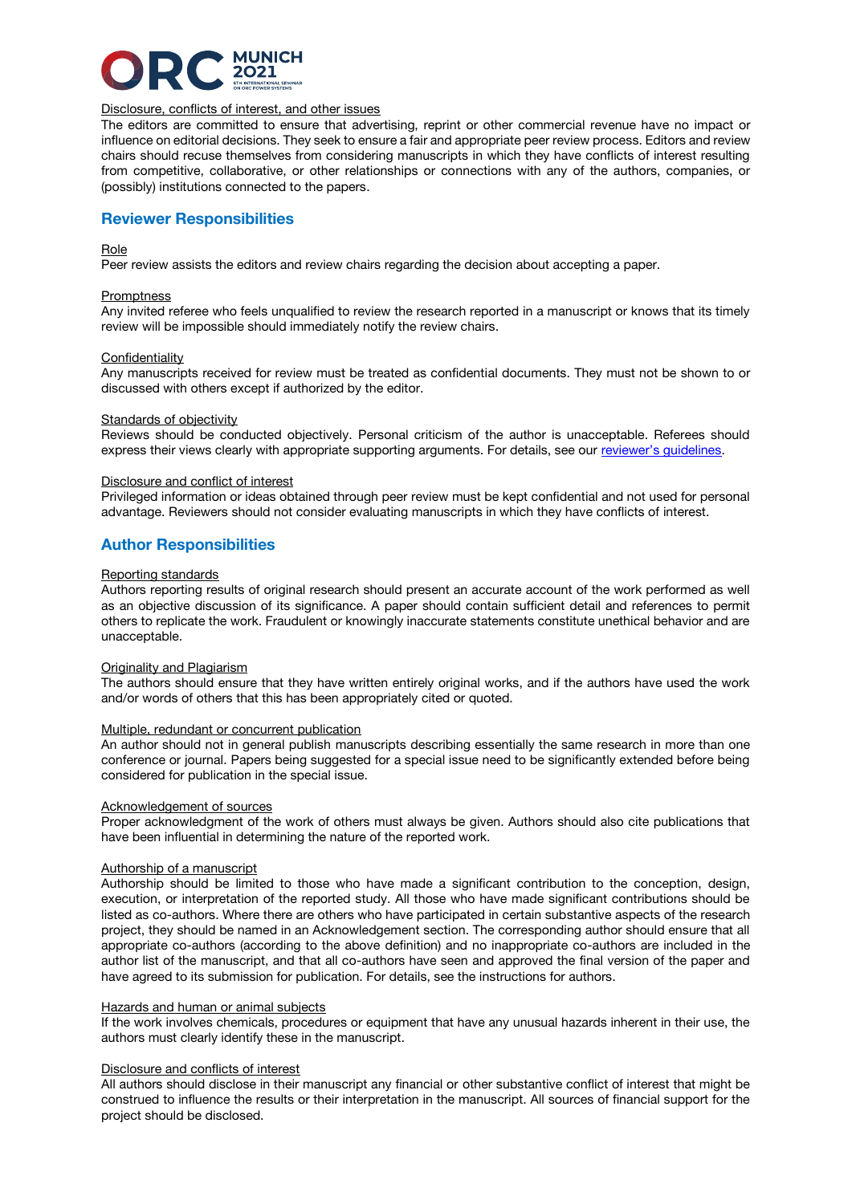Disclosure, conflicts of interest, and other issues

The editors are committed to ensure that advertising, reprint or other commercial revenue have no impact or influence on editorial decisions. They seek to ensure a fair and appropriate peer review process. Editors and review chairs should recuse themselves from considering manuscripts in which they have conflicts of interest resulting from competitive, collaborative, or other relationships or connections with any of the authors, companies, or (possibly) institutions connected to the papers.

## Reviewer Responsibilities

Role

Peer review assists the editors and review chairs regarding the decision about accepting a paper.

Promptness

Any invited referee who feels unqualified to review the research reported in a manuscript or knows that its timely review will be impossible should immediately notify the review chairs.

Confidentiality

Any manuscripts received for review must be treated as confidential documents. They must not be shown to or discussed with others except if authorized by the editor.

Standards of objectivity

Reviews should be conducted objectively. Personal criticism of the author is unacceptable. Referees should express their views clearly with appropriate supporting arguments. For details, see our reviewer's guidelines.

Disclosure and conflict of interest

Privileged information or ideas obtained through peer review must be kept confidential and not used for personal advantage. Reviewers should not consider evaluating manuscripts in which they have conflicts of interest.

## Author Responsibilities

Reporting standards

Authors reporting results of original research should present an accurate account of the work performed as well as an objective discussion of its significance. A paper should contain sufficient detail and references to permit others to replicate the work. Fraudulent or knowingly inaccurate statements constitute unethical behavior and are unacceptable.

Originality and Plagiarism

The authors should ensure that they have written entirely original works, and if the authors have used the work and/or words of others that this has been appropriately cited or quoted.

Multiple, redundant or concurrent publication

An author should not in general publish manuscripts describing essentially the same research in more than one conference or journal. Papers being suggested for a special issue need to be significantly extended before being considered for publication in the special issue.

Acknowledgement of sources

Proper acknowledgment of the work of others must always be given. Authors should also cite publications that have been influential in determining the nature of the reported work.

Authorship of a manuscript

Authorship should be limited to those who have made a significant contribution to the conception, design, execution, or interpretation of the reported study. All those who have made significant contributions should be listed as co-authors. Where there are others who have participated in certain substantive aspects of the research project, they should be named in an Acknowledgement section. The corresponding author should ensure that all appropriate co-authors (according to the above definition) and no inappropriate co-authors are included in the author list of the manuscript, and that all co-authors have seen and approved the final version of the paper and have agreed to its submission for publication. For details, see the instructions for authors.

Hazards and human or animal subjects

If the work involves chemicals, procedures or equipment that have any unusual hazards inherent in their use, the authors must clearly identify these in the manuscript.

Disclosure and conflicts of interest

All authors should disclose in their manuscript any financial or other substantive conflict of interest that might be construed to influence the results or their interpretation in the manuscript. All sources of financial support for the project should be disclosed.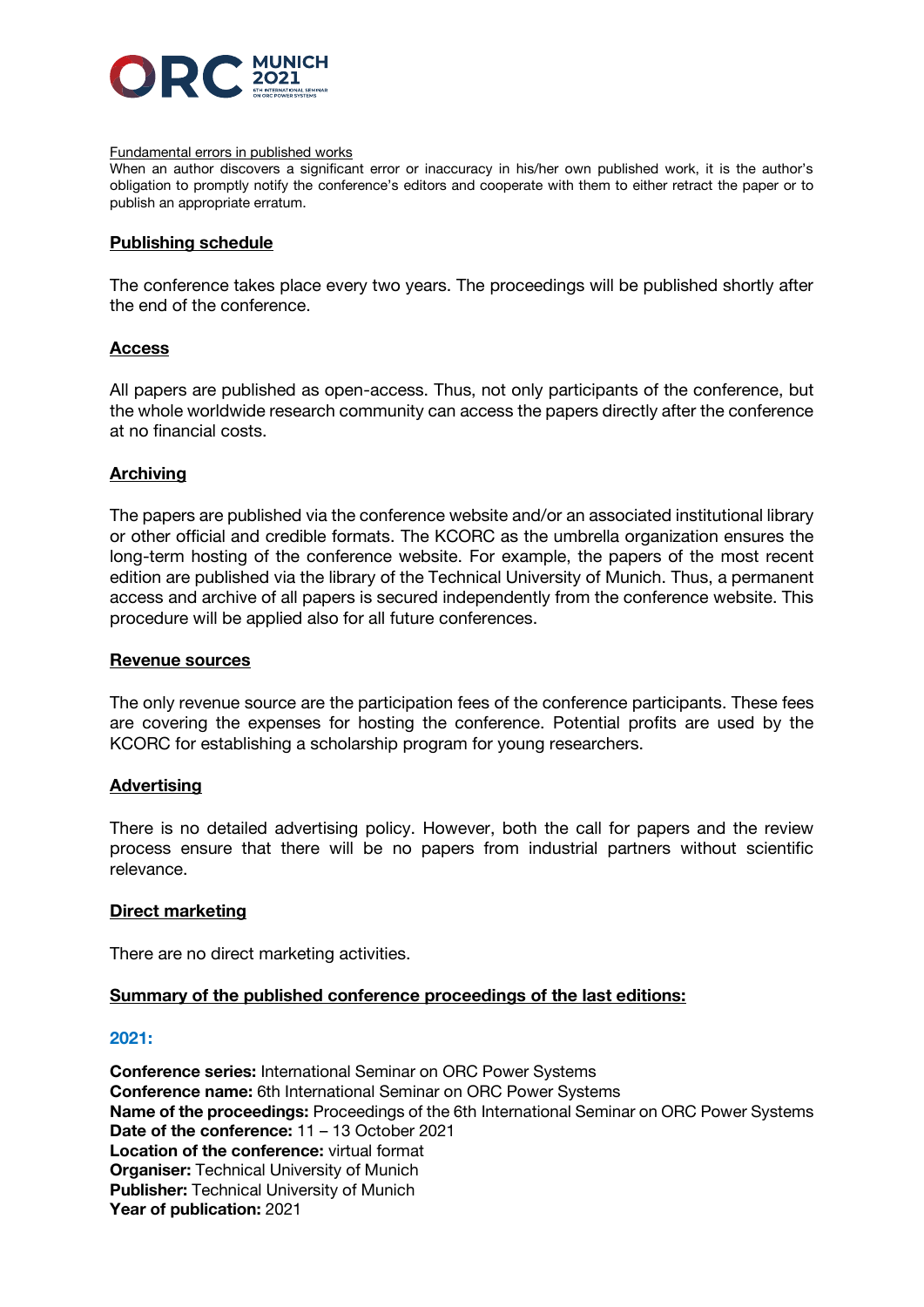Fundamental errors in published works

When an author discovers a significant error or inaccuracy in his/her own published work, it is the author's obligation to promptly notify the conference's editors and cooperate with them to either retract the paper or to publish an appropriate erratum.

## Publishing schedule

The conference takes place every two years. The proceedings will be published shortly after the end of the conference.

## Access

All papers are published as open-access. Thus, not only participants of the conference, but the whole worldwide research community can access the papers directly after the conference at no financial costs.

## Archiving

The papers are published via the conference website and/or an associated institutional library or other official and credible formats. The KCORC as the umbrella organization ensures the long-term hosting of the conference website. For example, the papers of the most recent edition are published via the library of the Technical University of Munich. Thus, a permanent access and archive of all papers is secured independently from the conference website. This procedure will be applied also for all future conferences.

## Revenue sources

The only revenue source are the participation fees of the conference participants. These fees are covering the expenses for hosting the conference. Potential profits are used by the KCORC for establishing a scholarship program for young researchers.

## Advertising

There is no detailed advertising policy. However, both the call for papers and the review process ensure that there will be no papers from industrial partners without scientific relevance.

## Direct marketing

There are no direct marketing activities.

## Summary of the published conference proceedings of the last editions:

### 2021:

**Conference series:** International Seminar on ORC Power Systems
**Conference name:** 6th International Seminar on ORC Power Systems
**Name of the proceedings:** Proceedings of the 6th International Seminar on ORC Power Systems
**Date of the conference:** 11 – 13 October 2021
**Location of the conference:** virtual format
**Organiser:** Technical University of Munich
**Publisher:** Technical University of Munich
**Year of publication:** 2021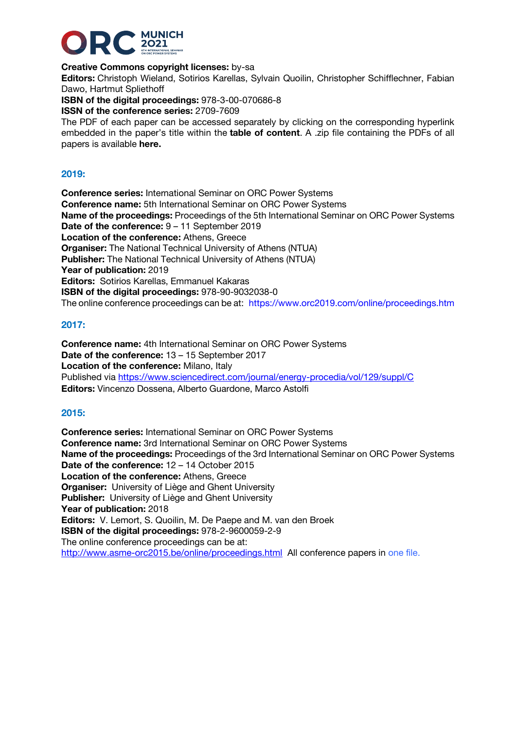**Creative Commons copyright licenses:** by-sa

**Editors:** Christoph Wieland, Sotirios Karellas, Sylvain Quoilin, Christopher Schifflechner, Fabian Dawo, Hartmut Spliethoff

**ISBN of the digital proceedings:** 978-3-00-070686-8

**ISSN of the conference series:** 2709-7609

The PDF of each paper can be accessed separately by clicking on the corresponding hyperlink embedded in the paper's title within the **table of content**. A .zip file containing the PDFs of all papers is available **here.**

## 2019:

**Conference series:** International Seminar on ORC Power Systems
**Conference name:** 5th International Seminar on ORC Power Systems
**Name of the proceedings:** Proceedings of the 5th International Seminar on ORC Power Systems
**Date of the conference:** 9 – 11 September 2019
**Location of the conference:** Athens, Greece
**Organiser:** The National Technical University of Athens (NTUA)
**Publisher:** The National Technical University of Athens (NTUA)
**Year of publication:** 2019
**Editors:** Sotirios Karellas, Emmanuel Kakaras
**ISBN of the digital proceedings:** 978-90-9032038-0
The online conference proceedings can be at: https://www.orc2019.com/online/proceedings.htm

## 2017:

**Conference name:** 4th International Seminar on ORC Power Systems
**Date of the conference:** 13 – 15 September 2017
**Location of the conference:** Milano, Italy
Published via https://www.sciencedirect.com/journal/energy-procedia/vol/129/suppl/C
**Editors:** Vincenzo Dossena, Alberto Guardone, Marco Astolfi

## 2015:

**Conference series:** International Seminar on ORC Power Systems
**Conference name:** 3rd International Seminar on ORC Power Systems
**Name of the proceedings:** Proceedings of the 3rd International Seminar on ORC Power Systems
**Date of the conference:** 12 – 14 October 2015
**Location of the conference:** Athens, Greece
**Organiser:** University of Liège and Ghent University
**Publisher:** University of Liège and Ghent University
**Year of publication:** 2018
**Editors:** V. Lemort, S. Quoilin, M. De Paepe and M. van den Broek
**ISBN of the digital proceedings:** 978-2-9600059-2-9
The online conference proceedings can be at:
http://www.asme-orc2015.be/online/proceedings.html All conference papers in one file.